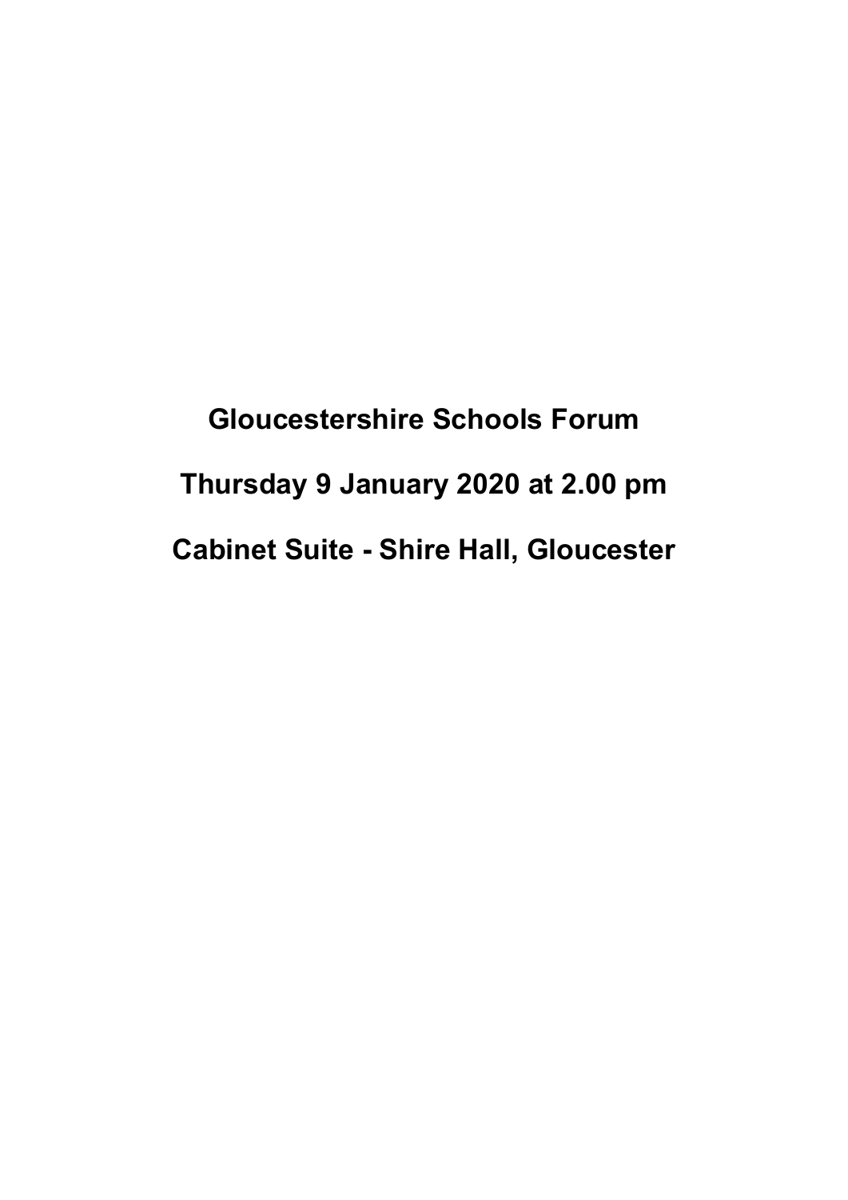# Gloucestershire Schools Forum

# Thursday 9 January 2020 at 2.00 pm

# Cabinet Suite - Shire Hall, Gloucester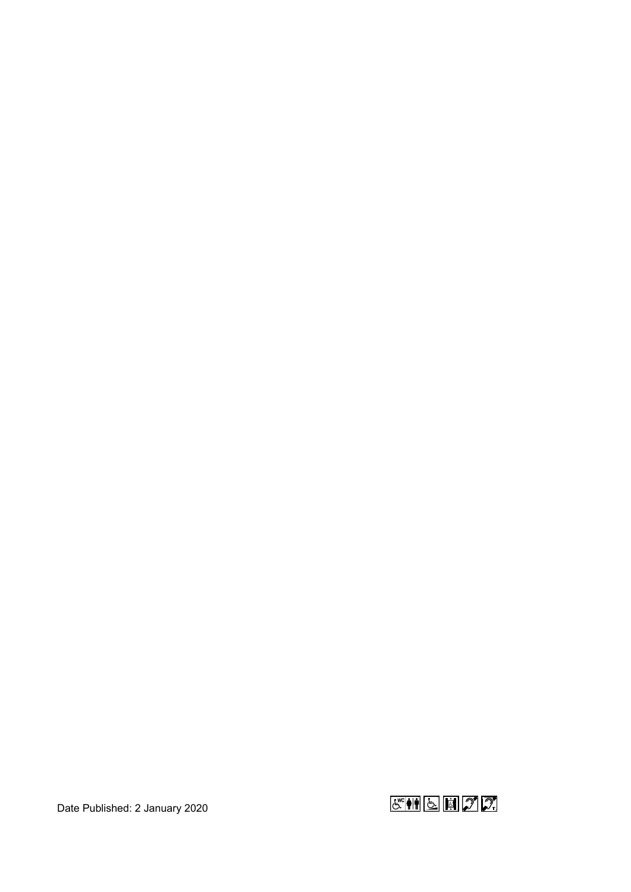Date Published: 2 January 2020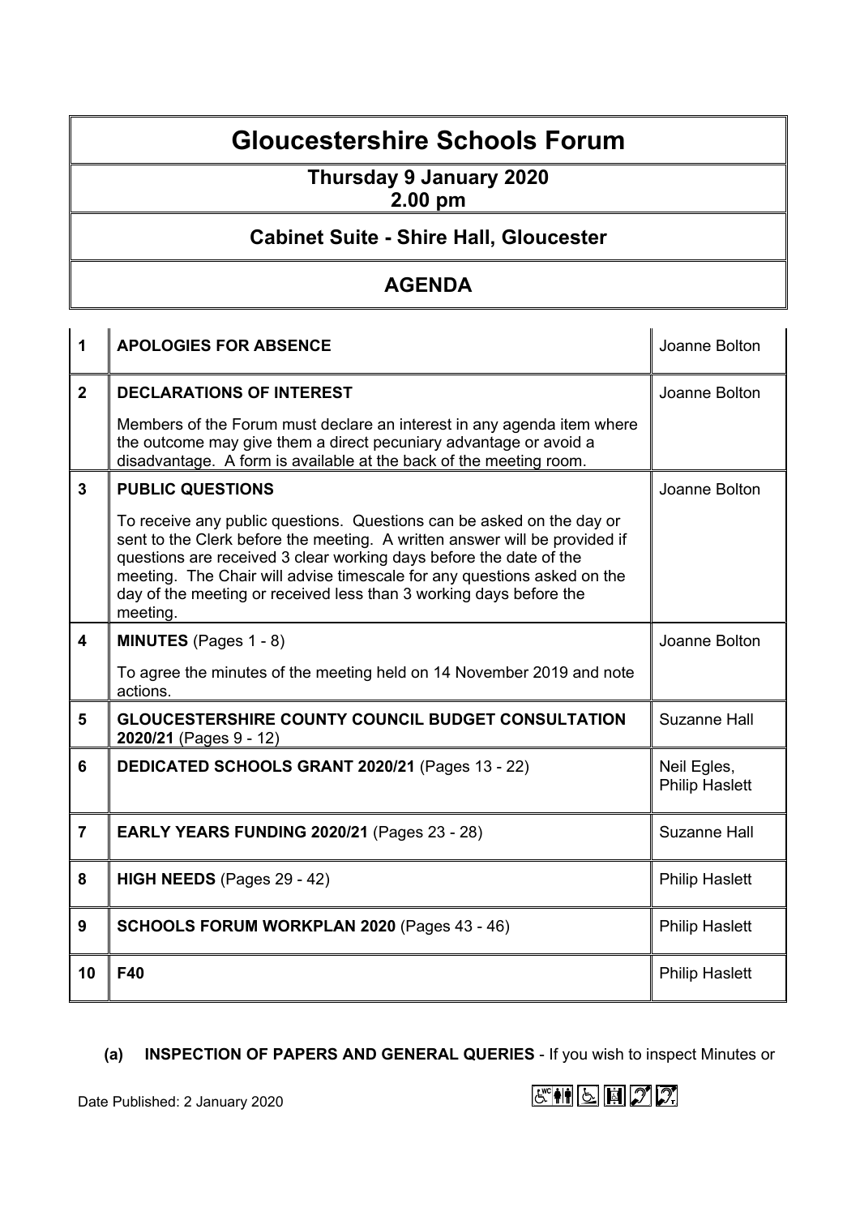# Gloucestershire Schools Forum

## Thursday 9 January 2020
## 2.00 pm

## Cabinet Suite - Shire Hall, Gloucester

## AGENDA

| | | |
|---|---|---|
| 1 | **APOLOGIES FOR ABSENCE** | Joanne Bolton |
| 2 | **DECLARATIONS OF INTEREST**<br><br>Members of the Forum must declare an interest in any agenda item where the outcome may give them a direct pecuniary advantage or avoid a disadvantage. A form is available at the back of the meeting room. | Joanne Bolton |
| 3 | **PUBLIC QUESTIONS**<br><br>To receive any public questions. Questions can be asked on the day or sent to the Clerk before the meeting. A written answer will be provided if questions are received 3 clear working days before the date of the meeting. The Chair will advise timescale for any questions asked on the day of the meeting or received less than 3 working days before the meeting. | Joanne Bolton |
| 4 | **MINUTES** (Pages 1 - 8)<br><br>To agree the minutes of the meeting held on 14 November 2019 and note actions. | Joanne Bolton |
| 5 | **GLOUCESTERSHIRE COUNTY COUNCIL BUDGET CONSULTATION 2020/21** (Pages 9 - 12) | Suzanne Hall |
| 6 | **DEDICATED SCHOOLS GRANT 2020/21** (Pages 13 - 22) | Neil Egles, Philip Haslett |
| 7 | **EARLY YEARS FUNDING 2020/21** (Pages 23 - 28) | Suzanne Hall |
| 8 | **HIGH NEEDS** (Pages 29 - 42) | Philip Haslett |
| 9 | **SCHOOLS FORUM WORKPLAN 2020** (Pages 43 - 46) | Philip Haslett |
| 10 | **F40** | Philip Haslett |

**(a) INSPECTION OF PAPERS AND GENERAL QUERIES** - If you wish to inspect Minutes or

Date Published: 2 January 2020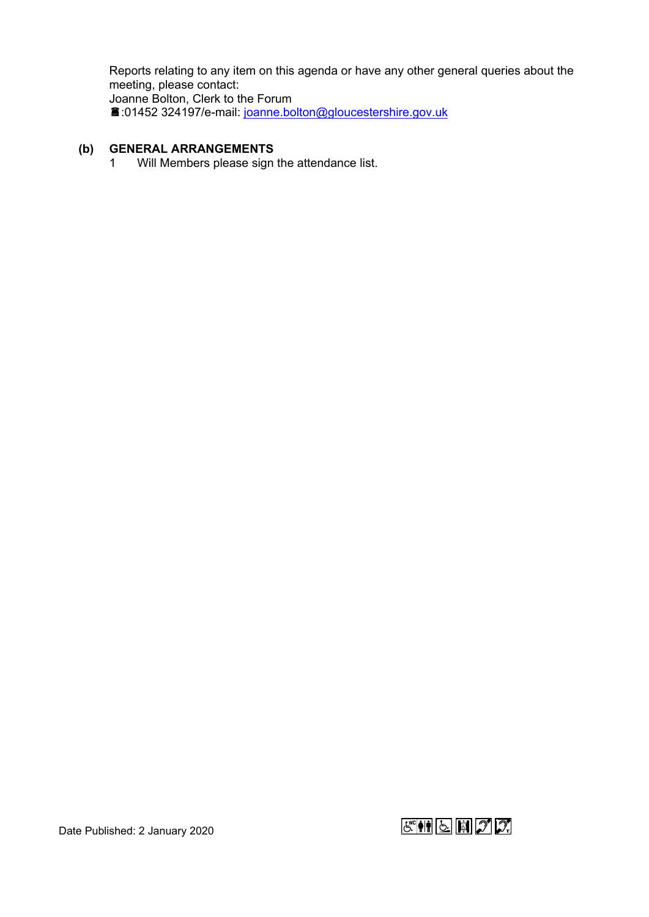Reports relating to any item on this agenda or have any other general queries about the meeting, please contact:
Joanne Bolton, Clerk to the Forum
☎:01452 324197/e-mail: joanne.bolton@gloucestershire.gov.uk

**(b) GENERAL ARRANGEMENTS**

1 Will Members please sign the attendance list.

Date Published: 2 January 2020